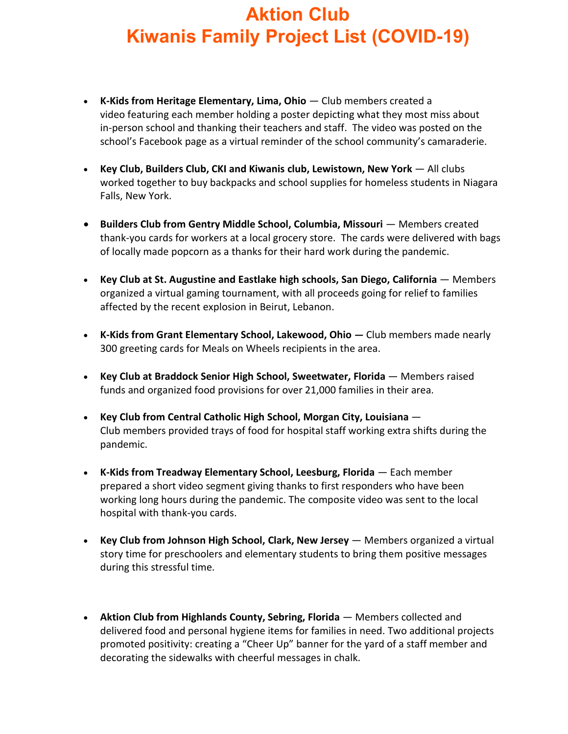# Aktion Club
# Kiwanis Family Project List (COVID-19)

- **K-Kids from Heritage Elementary, Lima, Ohio** — Club members created a video featuring each member holding a poster depicting what they most miss about in-person school and thanking their teachers and staff. The video was posted on the school's Facebook page as a virtual reminder of the school community's camaraderie.

- **Key Club, Builders Club, CKI and Kiwanis club, Lewistown, New York** — All clubs worked together to buy backpacks and school supplies for homeless students in Niagara Falls, New York.

- **Builders Club from Gentry Middle School, Columbia, Missouri** — Members created thank-you cards for workers at a local grocery store. The cards were delivered with bags of locally made popcorn as a thanks for their hard work during the pandemic.

- **Key Club at St. Augustine and Eastlake high schools, San Diego, California** — Members organized a virtual gaming tournament, with all proceeds going for relief to families affected by the recent explosion in Beirut, Lebanon.

- **K-Kids from Grant Elementary School, Lakewood, Ohio —** Club members made nearly 300 greeting cards for Meals on Wheels recipients in the area.

- **Key Club at Braddock Senior High School, Sweetwater, Florida** — Members raised funds and organized food provisions for over 21,000 families in their area.

- **Key Club from Central Catholic High School, Morgan City, Louisiana** — Club members provided trays of food for hospital staff working extra shifts during the pandemic.

- **K-Kids from Treadway Elementary School, Leesburg, Florida** — Each member prepared a short video segment giving thanks to first responders who have been working long hours during the pandemic. The composite video was sent to the local hospital with thank-you cards.

- **Key Club from Johnson High School, Clark, New Jersey** — Members organized a virtual story time for preschoolers and elementary students to bring them positive messages during this stressful time.

- **Aktion Club from Highlands County, Sebring, Florida** — Members collected and delivered food and personal hygiene items for families in need. Two additional projects promoted positivity: creating a "Cheer Up" banner for the yard of a staff member and decorating the sidewalks with cheerful messages in chalk.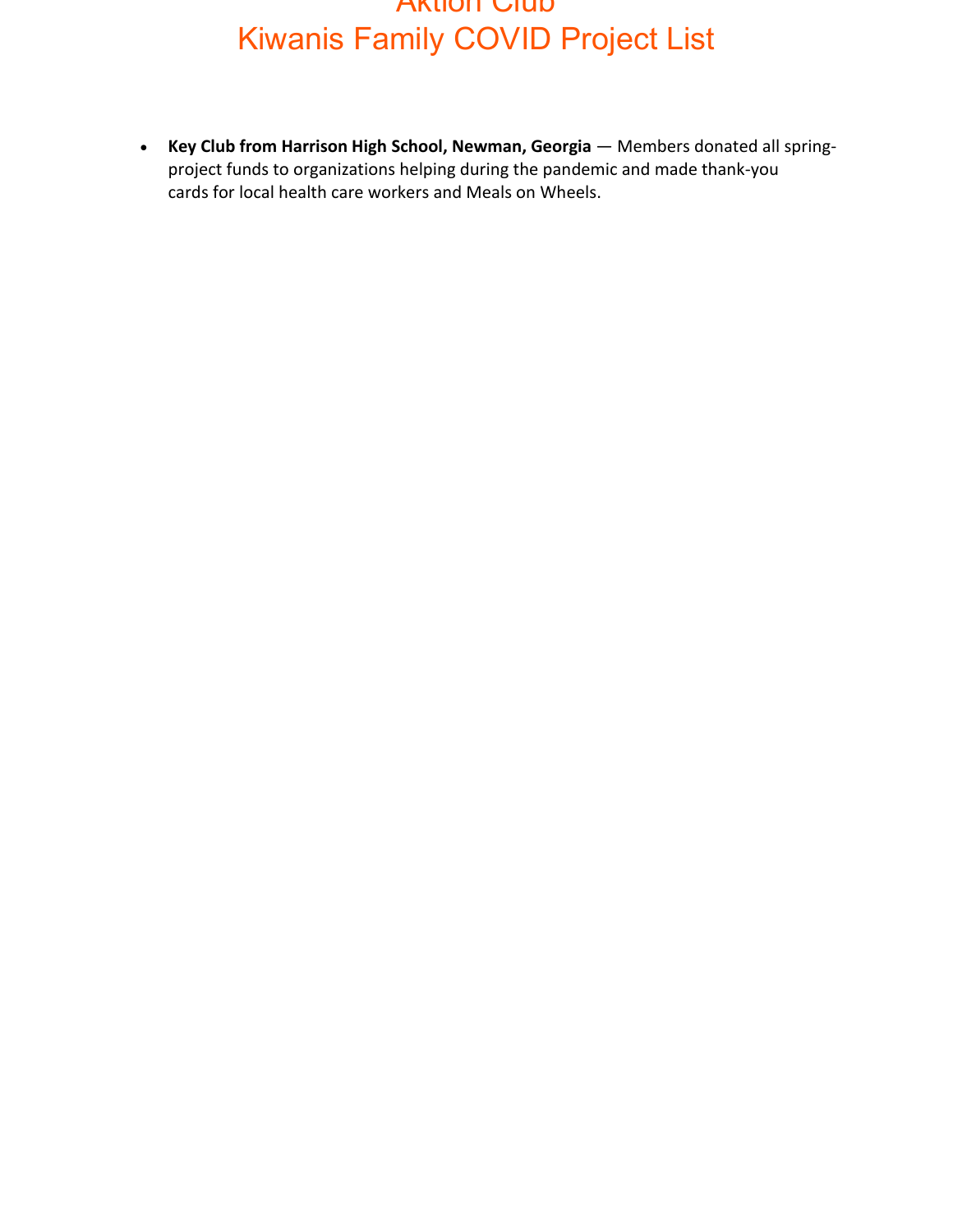Aktion Club

Kiwanis Family COVID Project List

- **Key Club from Harrison High School, Newman, Georgia** — Members donated all spring-project funds to organizations helping during the pandemic and made thank-you cards for local health care workers and Meals on Wheels.